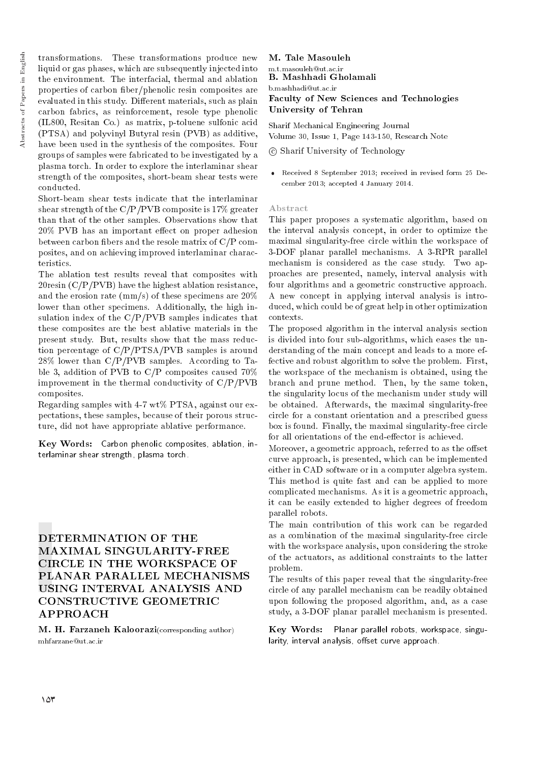transformations. These transformations produce new liquid or gas phases, which are subsequently injected into the environment. The interfacial, thermal and ablation properties of carbon fiber/phenolic resin composites are evaluated in this study. Different materials, such as plain carbon fabrics, as reinforcement, resole type phenolic (IL800, Resitan Co.) as matrix, p-toluene sulfonic acid (PTSA) and polyvinyl Butyral resin (PVB) as additive, have been used in the synthesis of the composites. Four groups of samples were fabricated to be investigated by a plasma torch. In order to explore the interlaminar shear strength of the composites, short-beam shear tests were conducted.

Short-beam shear tests indicate that the interlaminar shear strength of the C/P/PVB composite is 17% greater than that of the other samples. Observations show that 20% PVB has an important effect on proper adhesion between carbon fibers and the resole matrix of C/P composites, and on achieving improved interlaminar characteristics.

The ablation test results reveal that composites with 20resin (C/P/PVB) have the highest ablation resistance, and the erosion rate (mm/s) of these specimens are 20% lower than other specimens. Additionally, the high insulation index of the C/P/PVB samples indicates that these composites are the best ablative materials in the present study. But, results show that the mass reduction percentage of C/P/PTSA/PVB samples is around 28% lower than C/P/PVB samples. According to Table 3, addition of PVB to C/P composites caused 70% improvement in the thermal conductivity of C/P/PVB composites.

Regarding samples with 4-7 wt% PTSA, against our expectations, these samples, because of their porous structure, did not have appropriate ablative performance.

**Key Words:** Carbon phenolic composites, ablation, interlaminar shear strength, plasma torch.

# DETERMINATION OF THE MAXIMAL SINGULARITY-FREE CIRCLE IN THE WORKSPACE OF PLANAR PARALLEL MECHANISMS USING INTERVAL ANALYSIS AND CONSTRUCTIVE GEOMETRIC APPROACH

**M. H. Farzaneh Kaloorazi**(corresponding author)
mhfarzane@ut.ac.ir

**M. Tale Masouleh**
m.t.masouleh@ut.ac.ir

**B. Mashhadi Gholamali**
b.mashhadi@ut.ac.ir

**Faculty of New Sciences and Technologies**
**University of Tehran**

Sharif Mechanical Engineering Journal
Volume 30, Issue 1, Page 143-150, Research Note

© Sharif University of Technology

- Received 8 September 2013; received in revised form 25 December 2013; accepted 4 January 2014.

## Abstract

This paper proposes a systematic algorithm, based on the interval analysis concept, in order to optimize the maximal singularity-free circle within the workspace of 3-DOF planar parallel mechanisms. A 3-RPR parallel mechanism is considered as the case study. Two approaches are presented, namely, interval analysis with four algorithms and a geometric constructive approach. A new concept in applying interval analysis is introduced, which could be of great help in other optimization contexts.

The proposed algorithm in the interval analysis section is divided into four sub-algorithms, which eases the understanding of the main concept and leads to a more effective and robust algorithm to solve the problem. First, the workspace of the mechanism is obtained, using the branch and prune method. Then, by the same token, the singularity locus of the mechanism under study will be obtained. Afterwards, the maximal singularity-free circle for a constant orientation and a prescribed guess box is found. Finally, the maximal singularity-free circle for all orientations of the end-effector is achieved.

Moreover, a geometric approach, referred to as the offset curve approach, is presented, which can be implemented either in CAD software or in a computer algebra system. This method is quite fast and can be applied to more complicated mechanisms. As it is a geometric approach, it can be easily extended to higher degrees of freedom parallel robots.

The main contribution of this work can be regarded as a combination of the maximal singularity-free circle with the workspace analysis, upon considering the stroke of the actuators, as additional constraints to the latter problem.

The results of this paper reveal that the singularity-free circle of any parallel mechanism can be readily obtained upon following the proposed algorithm, and, as a case study, a 3-DOF planar parallel mechanism is presented.

**Key Words:** Planar parallel robots, workspace, singularity, interval analysis, offset curve approach.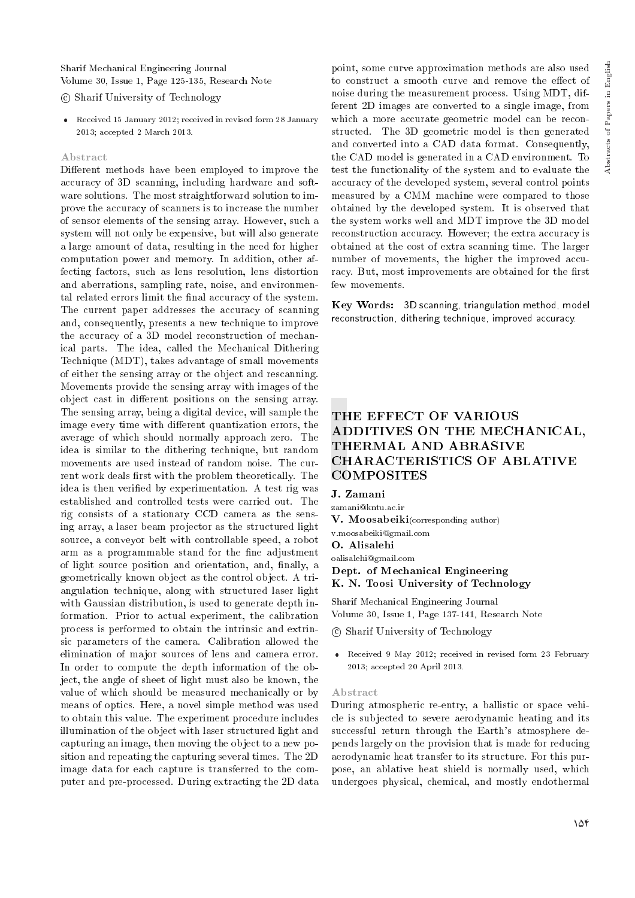Sharif Mechanical Engineering Journal
Volume 30, Issue 1, Page 125-135, Research Note

© Sharif University of Technology

- Received 15 January 2012; received in revised form 28 January 2013; accepted 2 March 2013.

### Abstract

Different methods have been employed to improve the accuracy of 3D scanning, including hardware and software solutions. The most straightforward solution to improve the accuracy of scanners is to increase the number of sensor elements of the sensing array. However, such a system will not only be expensive, but will also generate a large amount of data, resulting in the need for higher computation power and memory. In addition, other affecting factors, such as lens resolution, lens distortion and aberrations, sampling rate, noise, and environmental related errors limit the final accuracy of the system. The current paper addresses the accuracy of scanning and, consequently, presents a new technique to improve the accuracy of a 3D model reconstruction of mechanical parts. The idea, called the Mechanical Dithering Technique (MDT), takes advantage of small movements of either the sensing array or the object and rescanning. Movements provide the sensing array with images of the object cast in different positions on the sensing array. The sensing array, being a digital device, will sample the image every time with different quantization errors, the average of which should normally approach zero. The idea is similar to the dithering technique, but random movements are used instead of random noise. The current work deals first with the problem theoretically. The idea is then verified by experimentation. A test rig was established and controlled tests were carried out. The rig consists of a stationary CCD camera as the sensing array, a laser beam projector as the structured light source, a conveyor belt with controllable speed, a robot arm as a programmable stand for the fine adjustment of light source position and orientation, and, finally, a geometrically known object as the control object. A triangulation technique, along with structured laser light with Gaussian distribution, is used to generate depth information. Prior to actual experiment, the calibration process is performed to obtain the intrinsic and extrinsic parameters of the camera. Calibration allowed the elimination of major sources of lens and camera error. In order to compute the depth information of the object, the angle of sheet of light must also be known, the value of which should be measured mechanically or by means of optics. Here, a novel simple method was used to obtain this value. The experiment procedure includes illumination of the object with laser structured light and capturing an image, then moving the object to a new position and repeating the capturing several times. The 2D image data for each capture is transferred to the computer and pre-processed. During extracting the 2D data point, some curve approximation methods are also used to construct a smooth curve and remove the effect of noise during the measurement process. Using MDT, different 2D images are converted to a single image, from which a more accurate geometric model can be reconstructed. The 3D geometric model is then generated and converted into a CAD data format. Consequently, the CAD model is generated in a CAD environment. To test the functionality of the system and to evaluate the accuracy of the developed system, several control points measured by a CMM machine were compared to those obtained by the developed system. It is observed that the system works well and MDT improve the 3D model reconstruction accuracy. However; the extra accuracy is obtained at the cost of extra scanning time. The larger number of movements, the higher the improved accuracy. But, most improvements are obtained for the first few movements.

**Key Words:** 3D scanning, triangulation method, model reconstruction, dithering technique, improved accuracy.

## THE EFFECT OF VARIOUS ADDITIVES ON THE MECHANICAL, THERMAL AND ABRASIVE CHARACTERISTICS OF ABLATIVE COMPOSITES

**J. Zamani**
zamani@kntu.ac.ir
**V. Moosabeiki**(corresponding author)
v.moosabeiki@gmail.com
**O. Alisalehi**
oalisalehi@gmail.com
**Dept. of Mechanical Engineering**
**K. N. Toosi University of Technology**

Sharif Mechanical Engineering Journal
Volume 30, Issue 1, Page 137-141, Research Note

© Sharif University of Technology

- Received 9 May 2012; received in revised form 23 February 2013; accepted 20 April 2013.

### Abstract

During atmospheric re-entry, a ballistic or space vehicle is subjected to severe aerodynamic heating and its successful return through the Earth's atmosphere depends largely on the provision that is made for reducing aerodynamic heat transfer to its structure. For this purpose, an ablative heat shield is normally used, which undergoes physical, chemical, and mostly endothermal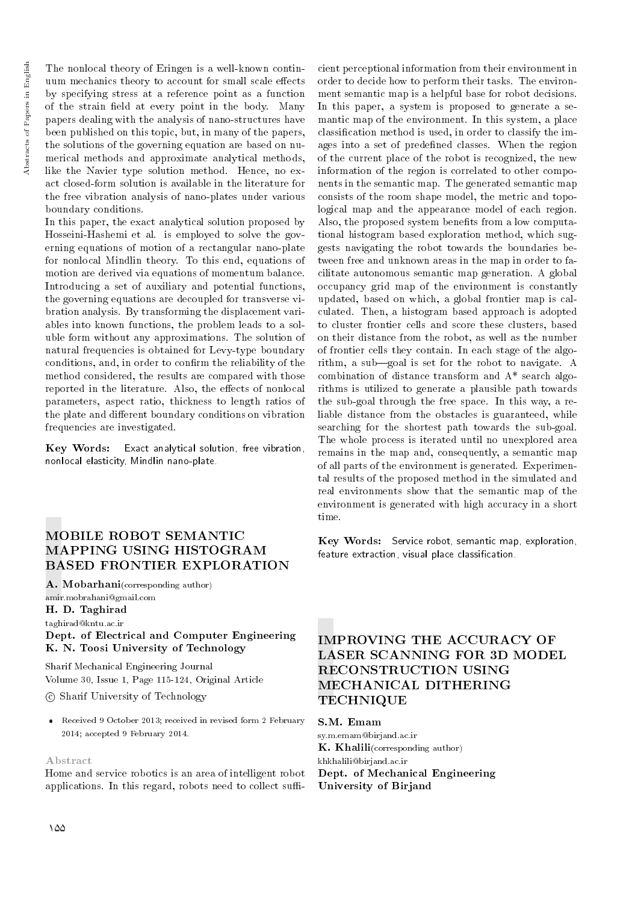The nonlocal theory of Eringen is a well-known continuum mechanics theory to account for small scale effects by specifying stress at a reference point as a function of the strain field at every point in the body. Many papers dealing with the analysis of nano-structures have been published on this topic, but, in many of the papers, the solutions of the governing equation are based on numerical methods and approximate analytical methods, like the Navier type solution method. Hence, no exact closed-form solution is available in the literature for the free vibration analysis of nano-plates under various boundary conditions.

In this paper, the exact analytical solution proposed by Hosseini-Hashemi et al. is employed to solve the governing equations of motion of a rectangular nano-plate for nonlocal Mindlin theory. To this end, equations of motion are derived via equations of momentum balance. Introducing a set of auxiliary and potential functions, the governing equations are decoupled for transverse vibration analysis. By transforming the displacement variables into known functions, the problem leads to a soluble form without any approximations. The solution of natural frequencies is obtained for Levy-type boundary conditions, and, in order to confirm the reliability of the method considered, the results are compared with those reported in the literature. Also, the effects of nonlocal parameters, aspect ratio, thickness to length ratios of the plate and different boundary conditions on vibration frequencies are investigated.

**Key Words:** Exact analytical solution, free vibration, nonlocal elasticity, Mindlin nano-plate.

## MOBILE ROBOT SEMANTIC MAPPING USING HISTOGRAM BASED FRONTIER EXPLORATION

**A. Mobarhani**(corresponding author)
amir.mobrahani@gmail.com
**H. D. Taghirad**
taghirad@kntu.ac.ir
**Dept. of Electrical and Computer Engineering**
**K. N. Toosi University of Technology**

Sharif Mechanical Engineering Journal
Volume 30, Issue 1, Page 115-124, Original Article
© Sharif University of Technology

- Received 9 October 2013; received in revised form 2 February 2014; accepted 9 February 2014.

### Abstract

Home and service robotics is an area of intelligent robot applications. In this regard, robots need to collect sufficient perceptional information from their environment in order to decide how to perform their tasks. The environment semantic map is a helpful base for robot decisions. In this paper, a system is proposed to generate a semantic map of the environment. In this system, a place classification method is used, in order to classify the images into a set of predefined classes. When the region of the current place of the robot is recognized, the new information of the region is correlated to other components in the semantic map. The generated semantic map consists of the room shape model, the metric and topological map and the appearance model of each region. Also, the proposed system benefits from a low computational histogram based exploration method, which suggests navigating the robot towards the boundaries between free and unknown areas in the map in order to facilitate autonomous semantic map generation. A global occupancy grid map of the environment is constantly updated, based on which, a global frontier map is calculated. Then, a histogram based approach is adopted to cluster frontier cells and score these clusters, based on their distance from the robot, as well as the number of frontier cells they contain. In each stage of the algorithm, a sub—goal is set for the robot to navigate. A combination of distance transform and A* search algorithms is utilized to generate a plausible path towards the sub-goal through the free space. In this way, a reliable distance from the obstacles is guaranteed, while searching for the shortest path towards the sub-goal. The whole process is iterated until no unexplored area remains in the map and, consequently, a semantic map of all parts of the environment is generated. Experimental results of the proposed method in the simulated and real environments show that the semantic map of the environment is generated with high accuracy in a short time.

**Key Words:** Service robot, semantic map, exploration, feature extraction, visual place classification.

## IMPROVING THE ACCURACY OF LASER SCANNING FOR 3D MODEL RECONSTRUCTION USING MECHANICAL DITHERING TECHNIQUE

**S.M. Emam**
sy.m.emam@birjand.ac.ir
**K. Khalili**(corresponding author)
khkhalili@birjand.ac.ir
**Dept. of Mechanical Engineering**
**University of Birjand**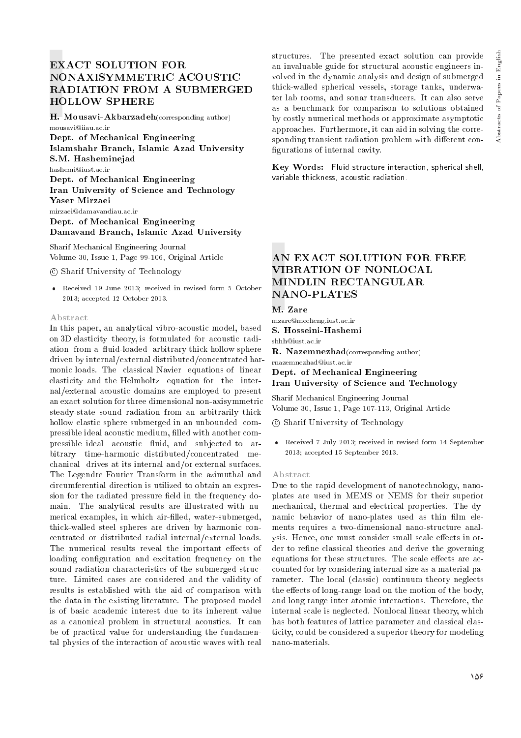# EXACT SOLUTION FOR NONAXISYMMETRIC ACOUSTIC RADIATION FROM A SUBMERGED HOLLOW SPHERE

**H. Mousavi-Akbarzadeh**(corresponding author)
mousavi@iiau.ac.ir
**Dept. of Mechanical Engineering**
**Islamshahr Branch, Islamic Azad University**
**S.M. Hasheminejad**
hashemi@iust.ac.ir
**Dept. of Mechanical Engineering**
**Iran University of Science and Technology**
**Yaser Mirzaei**
mirzaei@damavandiau.ac.ir
**Dept. of Mechanical Engineering**
**Damavand Branch, Islamic Azad University**

Sharif Mechanical Engineering Journal
Volume 30, Issue 1, Page 99-106, Original Article

© Sharif University of Technology

- Received 19 June 2013; received in revised form 5 October 2013; accepted 12 October 2013.

### Abstract

In this paper, an analytical vibro-acoustic model, based on 3D elasticity theory, is formulated for acoustic radiation from a fluid-loaded arbitrary thick hollow sphere driven by internal/external distributed/concentrated harmonic loads. The classical Navier equations of linear elasticity and the Helmholtz equation for the internal/external acoustic domains are employed to present an exact solution for three dimensional non-axisymmetric steady-state sound radiation from an arbitrarily thick hollow elastic sphere submerged in an unbounded compressible ideal acoustic medium, filled with another compressible ideal acoustic fluid, and subjected to arbitrary time-harmonic distributed/concentrated mechanical drives at its internal and/or external surfaces. The Legendre Fourier Transform in the azimuthal and circumferential direction is utilized to obtain an expression for the radiated pressure field in the frequency domain. The analytical results are illustrated with numerical examples, in which air-filled, water-submerged, thick-walled steel spheres are driven by harmonic concentrated or distributed radial internal/external loads. The numerical results reveal the important effects of loading configuration and excitation frequency on the sound radiation characteristics of the submerged structure. Limited cases are considered and the validity of results is established with the aid of comparison with the data in the existing literature. The proposed model is of basic academic interest due to its inherent value as a canonical problem in structural acoustics. It can be of practical value for understanding the fundamental physics of the interaction of acoustic waves with real structures. The presented exact solution can provide an invaluable guide for structural acoustic engineers involved in the dynamic analysis and design of submerged thick-walled spherical vessels, storage tanks, underwater lab rooms, and sonar transducers. It can also serve as a benchmark for comparison to solutions obtained by costly numerical methods or approximate asymptotic approaches. Furthermore, it can aid in solving the corresponding transient radiation problem with different configurations of internal cavity.

**Key Words:** Fluid-structure interaction, spherical shell, variable thickness, acoustic radiation.

# AN EXACT SOLUTION FOR FREE VIBRATION OF NONLOCAL MINDLIN RECTANGULAR NANO-PLATES

**M. Zare**
mzare@mecheng.iust.ac.ir
**S. Hosseini-Hashemi**
shhh@iust.ac.ir
**R. Nazemnezhad**(corresponding author)
rnazemnezhad@iust.ac.ir
**Dept. of Mechanical Engineering**
**Iran University of Science and Technology**

Sharif Mechanical Engineering Journal
Volume 30, Issue 1, Page 107-113, Original Article

© Sharif University of Technology

- Received 7 July 2013; received in revised form 14 September 2013; accepted 15 September 2013.

### Abstract

Due to the rapid development of nanotechnology, nanoplates are used in MEMS or NEMS for their superior mechanical, thermal and electrical properties. The dynamic behavior of nano-plates used as thin film elements requires a two-dimensional nano-structure analysis. Hence, one must consider small scale effects in order to refine classical theories and derive the governing equations for these structures. The scale effects are accounted for by considering internal size as a material parameter. The local (classic) continuum theory neglects the effects of long-range load on the motion of the body, and long range inter atomic interactions. Therefore, the internal scale is neglected. Nonlocal linear theory, which has both features of lattice parameter and classical elasticity, could be considered a superior theory for modeling nano-materials.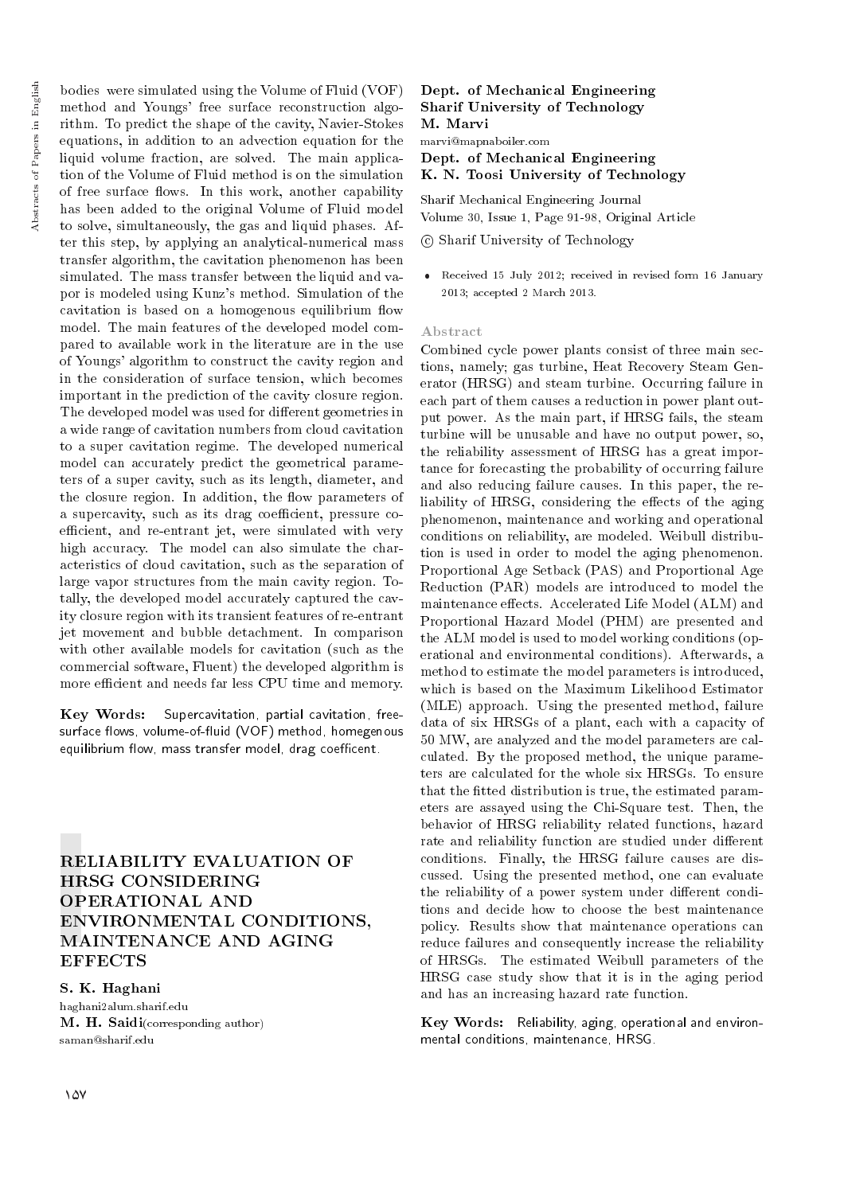bodies were simulated using the Volume of Fluid (VOF) method and Youngs' free surface reconstruction algorithm. To predict the shape of the cavity, Navier-Stokes equations, in addition to an advection equation for the liquid volume fraction, are solved. The main application of the Volume of Fluid method is on the simulation of free surface flows. In this work, another capability has been added to the original Volume of Fluid model to solve, simultaneously, the gas and liquid phases. After this step, by applying an analytical-numerical mass transfer algorithm, the cavitation phenomenon has been simulated. The mass transfer between the liquid and vapor is modeled using Kunz's method. Simulation of the cavitation is based on a homogenous equilibrium flow model. The main features of the developed model compared to available work in the literature are in the use of Youngs' algorithm to construct the cavity region and in the consideration of surface tension, which becomes important in the prediction of the cavity closure region. The developed model was used for different geometries in a wide range of cavitation numbers from cloud cavitation to a super cavitation regime. The developed numerical model can accurately predict the geometrical parameters of a super cavity, such as its length, diameter, and the closure region. In addition, the flow parameters of a supercavity, such as its drag coefficient, pressure coefficient, and re-entrant jet, were simulated with very high accuracy. The model can also simulate the characteristics of cloud cavitation, such as the separation of large vapor structures from the main cavity region. Totally, the developed model accurately captured the cavity closure region with its transient features of re-entrant jet movement and bubble detachment. In comparison with other available models for cavitation (such as the commercial software, Fluent) the developed algorithm is more efficient and needs far less CPU time and memory.

**Key Words:** Supercavitation, partial cavitation, free-surface flows, volume-of-fluid (VOF) method, homegenous equilibrium flow, mass transfer model, drag coefficent.

## RELIABILITY EVALUATION OF HRSG CONSIDERING OPERATIONAL AND ENVIRONMENTAL CONDITIONS, MAINTENANCE AND AGING EFFECTS

**S. K. Haghani**
haghani2alum.sharif.edu
**M. H. Saidi**(corresponding author)
saman@sharif.edu
**Dept. of Mechanical Engineering**
**Sharif University of Technology**
**M. Marvi**
marvi@mapnaboiler.com
**Dept. of Mechanical Engineering**
**K. N. Toosi University of Technology**

Sharif Mechanical Engineering Journal
Volume 30, Issue 1, Page 91-98, Original Article

© Sharif University of Technology

- Received 15 July 2012; received in revised form 16 January 2013; accepted 2 March 2013.

### Abstract

Combined cycle power plants consist of three main sections, namely; gas turbine, Heat Recovery Steam Generator (HRSG) and steam turbine. Occurring failure in each part of them causes a reduction in power plant output power. As the main part, if HRSG fails, the steam turbine will be unusable and have no output power, so, the reliability assessment of HRSG has a great importance for forecasting the probability of occurring failure and also reducing failure causes. In this paper, the reliability of HRSG, considering the effects of the aging phenomenon, maintenance and working and operational conditions on reliability, are modeled. Weibull distribution is used in order to model the aging phenomenon. Proportional Age Setback (PAS) and Proportional Age Reduction (PAR) models are introduced to model the maintenance effects. Accelerated Life Model (ALM) and Proportional Hazard Model (PHM) are presented and the ALM model is used to model working conditions (operational and environmental conditions). Afterwards, a method to estimate the model parameters is introduced, which is based on the Maximum Likelihood Estimator (MLE) approach. Using the presented method, failure data of six HRSGs of a plant, each with a capacity of 50 MW, are analyzed and the model parameters are calculated. By the proposed method, the unique parameters are calculated for the whole six HRSGs. To ensure that the fitted distribution is true, the estimated parameters are assayed using the Chi-Square test. Then, the behavior of HRSG reliability related functions, hazard rate and reliability function are studied under different conditions. Finally, the HRSG failure causes are discussed. Using the presented method, one can evaluate the reliability of a power system under different conditions and decide how to choose the best maintenance policy. Results show that maintenance operations can reduce failures and consequently increase the reliability of HRSGs. The estimated Weibull parameters of the HRSG case study show that it is in the aging period and has an increasing hazard rate function.

**Key Words:** Reliability, aging, operational and environmental conditions, maintenance, HRSG.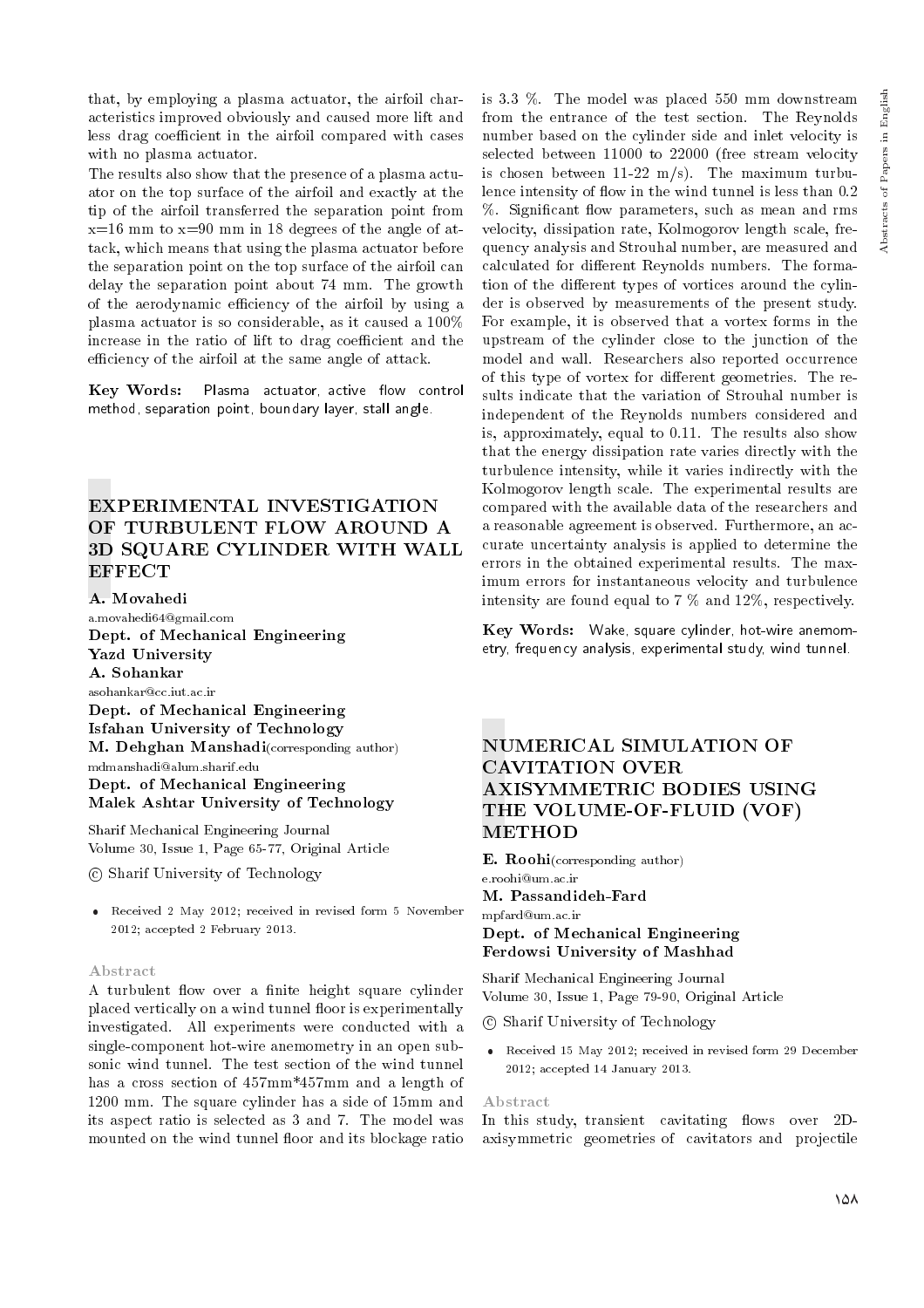that, by employing a plasma actuator, the airfoil characteristics improved obviously and caused more lift and less drag coefficient in the airfoil compared with cases with no plasma actuator.

The results also show that the presence of a plasma actuator on the top surface of the airfoil and exactly at the tip of the airfoil transferred the separation point from x=16 mm to x=90 mm in 18 degrees of the angle of attack, which means that using the plasma actuator before the separation point on the top surface of the airfoil can delay the separation point about 74 mm. The growth of the aerodynamic efficiency of the airfoil by using a plasma actuator is so considerable, as it caused a 100% increase in the ratio of lift to drag coefficient and the efficiency of the airfoil at the same angle of attack.

**Key Words:** Plasma actuator, active flow control method, separation point, boundary layer, stall angle.

## EXPERIMENTAL INVESTIGATION OF TURBULENT FLOW AROUND A 3D SQUARE CYLINDER WITH WALL EFFECT

**A. Movahedi**
a.movahedi64@gmail.com
**Dept. of Mechanical Engineering**
**Yazd University**
**A. Sohankar**
asohankar@cc.iut.ac.ir
**Dept. of Mechanical Engineering**
**Isfahan University of Technology**
**M. Dehghan Manshadi**(corresponding author)
mdmanshadi@alum.sharif.edu
**Dept. of Mechanical Engineering**
**Malek Ashtar University of Technology**

Sharif Mechanical Engineering Journal
Volume 30, Issue 1, Page 65-77, Original Article

© Sharif University of Technology

- Received 2 May 2012; received in revised form 5 November 2012; accepted 2 February 2013.

### Abstract

A turbulent flow over a finite height square cylinder placed vertically on a wind tunnel floor is experimentally investigated. All experiments were conducted with a single-component hot-wire anemometry in an open subsonic wind tunnel. The test section of the wind tunnel has a cross section of 457mm*457mm and a length of 1200 mm. The square cylinder has a side of 15mm and its aspect ratio is selected as 3 and 7. The model was mounted on the wind tunnel floor and its blockage ratio is 3.3 %. The model was placed 550 mm downstream from the entrance of the test section. The Reynolds number based on the cylinder side and inlet velocity is selected between 11000 to 22000 (free stream velocity is chosen between 11-22 m/s). The maximum turbulence intensity of flow in the wind tunnel is less than 0.2 %. Significant flow parameters, such as mean and rms velocity, dissipation rate, Kolmogorov length scale, frequency analysis and Strouhal number, are measured and calculated for different Reynolds numbers. The formation of the different types of vortices around the cylinder is observed by measurements of the present study. For example, it is observed that a vortex forms in the upstream of the cylinder close to the junction of the model and wall. Researchers also reported occurrence of this type of vortex for different geometries. The results indicate that the variation of Strouhal number is independent of the Reynolds numbers considered and is, approximately, equal to 0.11. The results also show that the energy dissipation rate varies directly with the turbulence intensity, while it varies indirectly with the Kolmogorov length scale. The experimental results are compared with the available data of the researchers and a reasonable agreement is observed. Furthermore, an accurate uncertainty analysis is applied to determine the errors in the obtained experimental results. The maximum errors for instantaneous velocity and turbulence intensity are found equal to 7 % and 12%, respectively.

**Key Words:** Wake, square cylinder, hot-wire anemometry, frequency analysis, experimental study, wind tunnel.

## NUMERICAL SIMULATION OF CAVITATION OVER AXISYMMETRIC BODIES USING THE VOLUME-OF-FLUID (VOF) METHOD

**E. Roohi**(corresponding author)
e.roohi@um.ac.ir
**M. Passandideh-Fard**
mpfard@um.ac.ir
**Dept. of Mechanical Engineering**
**Ferdowsi University of Mashhad**

Sharif Mechanical Engineering Journal
Volume 30, Issue 1, Page 79-90, Original Article

© Sharif University of Technology

- Received 15 May 2012; received in revised form 29 December 2012; accepted 14 January 2013.

### Abstract

In this study, transient cavitating flows over 2D-axisymmetric geometries of cavitators and projectile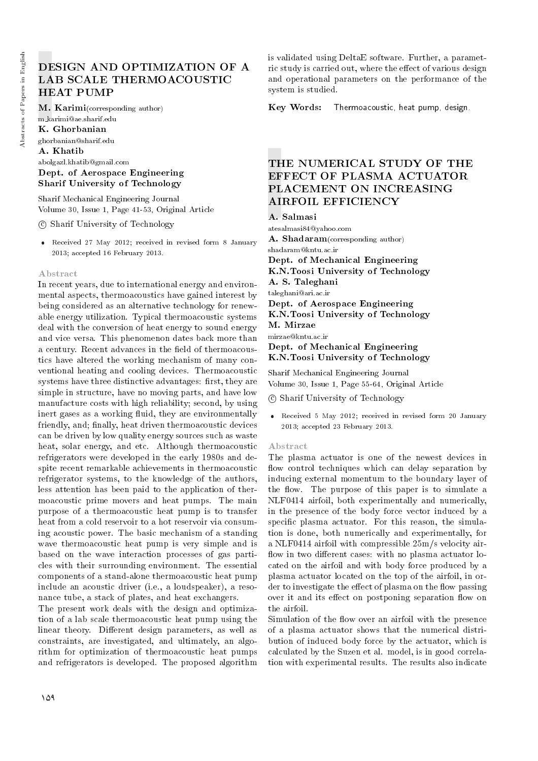# DESIGN AND OPTIMIZATION OF A LAB SCALE THERMOACOUSTIC HEAT PUMP

**M. Karimi**(corresponding author)
m_karimi@ae.sharif.edu
**K. Ghorbanian**
ghorbanian@sharif.edu
**A. Khatib**
abolgazl.khatib@gmail.com
**Dept. of Aerospace Engineering**
**Sharif University of Technology**

Sharif Mechanical Engineering Journal
Volume 30, Issue 1, Page 41-53, Original Article

© Sharif University of Technology

- Received 27 May 2012; received in revised form 8 January 2013; accepted 16 February 2013.

## Abstract

In recent years, due to international energy and environmental aspects, thermoacoustics have gained interest by being considered as an alternative technology for renewable energy utilization. Typical thermoacoustic systems deal with the conversion of heat energy to sound energy and vice versa. This phenomenon dates back more than a century. Recent advances in the field of thermoacoustics have altered the working mechanism of many conventional heating and cooling devices. Thermoacoustic systems have three distinctive advantages: first, they are simple in structure, have no moving parts, and have low manufacture costs with high reliability; second, by using inert gases as a working fluid, they are environmentally friendly, and; finally, heat driven thermoacoustic devices can be driven by low quality energy sources such as waste heat, solar energy, and etc. Although thermoacoustic refrigerators were developed in the early 1980s and despite recent remarkable achievements in thermoacoustic refrigerator systems, to the knowledge of the authors, less attention has been paid to the application of thermoacoustic prime movers and heat pumps. The main purpose of a thermoacoustic heat pump is to transfer heat from a cold reservoir to a hot reservoir via consuming acoustic power. The basic mechanism of a standing wave thermoacoustic heat pump is very simple and is based on the wave interaction processes of gas particles with their surrounding environment. The essential components of a stand-alone thermoacoustic heat pump include an acoustic driver (i.e., a loudspeaker), a resonance tube, a stack of plates, and heat exchangers.

The present work deals with the design and optimization of a lab scale thermoacoustic heat pump using the linear theory. Different design parameters, as well as constraints, are investigated, and ultimately, an algorithm for optimization of thermoacoustic heat pumps and refrigerators is developed. The proposed algorithm is validated using DeltaE software. Further, a parametric study is carried out, where the effect of various design and operational parameters on the performance of the system is studied.

**Key Words:** Thermoacoustic, heat pump, design.

# THE NUMERICAL STUDY OF THE EFFECT OF PLASMA ACTUATOR PLACEMENT ON INCREASING AIRFOIL EFFICIENCY

**A. Salmasi**
atesalmasi84@yahoo.com
**A. Shadaram**(corresponding author)
shadaram@kntu.ac.ir
**Dept. of Mechanical Engineering**
**K.N.Toosi University of Technology**
**A. S. Taleghani**
taleghani@ari.ac.ir
**Dept. of Aerospace Engineering**
**K.N.Toosi University of Technology**
**M. Mirzae**
mirzae@kntu.ac.ir
**Dept. of Mechanical Engineering**
**K.N.Toosi University of Technology**

Sharif Mechanical Engineering Journal
Volume 30, Issue 1, Page 55-64, Original Article

© Sharif University of Technology

- Received 5 May 2012; received in revised form 20 January 2013; accepted 23 February 2013.

## Abstract

The plasma actuator is one of the newest devices in flow control techniques which can delay separation by inducing external momentum to the boundary layer of the flow. The purpose of this paper is to simulate a NLF0414 airfoil, both experimentally and numerically, in the presence of the body force vector induced by a specific plasma actuator. For this reason, the simulation is done, both numerically and experimentally, for a NLF0414 airfoil with compressible 25m/s velocity airflow in two different cases: with no plasma actuator located on the airfoil and with body force produced by a plasma actuator located on the top of the airfoil, in order to investigate the effect of plasma on the flow passing over it and its effect on postponing separation flow on the airfoil.

Simulation of the flow over an airfoil with the presence of a plasma actuator shows that the numerical distribution of induced body force by the actuator, which is calculated by the Suzen et al. model, is in good correlation with experimental results. The results also indicate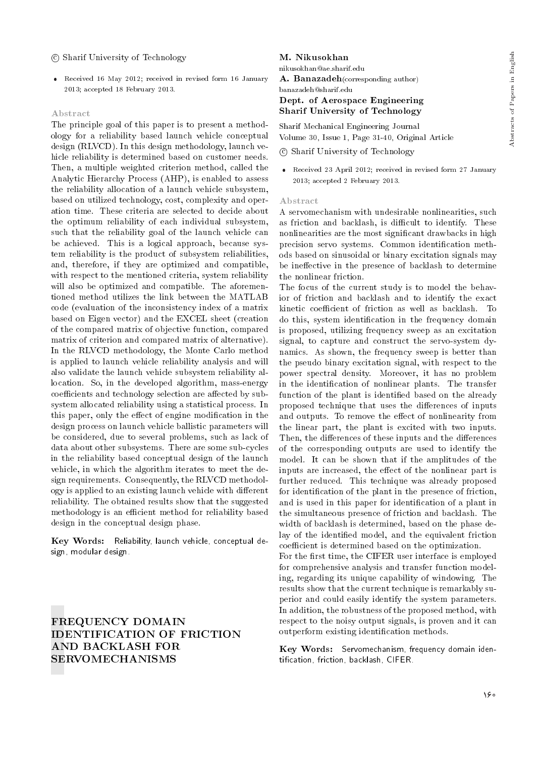© Sharif University of Technology

- Received 16 May 2012; received in revised form 16 January 2013; accepted 18 February 2013.

### Abstract

The principle goal of this paper is to present a methodology for a reliability based launch vehicle conceptual design (RLVCD). In this design methodology, launch vehicle reliability is determined based on customer needs. Then, a multiple weighted criterion method, called the Analytic Hierarchy Process (AHP), is enabled to assess the reliability allocation of a launch vehicle subsystem, based on utilized technology, cost, complexity and operation time. These criteria are selected to decide about the optimum reliability of each individual subsystem, such that the reliability goal of the launch vehicle can be achieved. This is a logical approach, because system reliability is the product of subsystem reliabilities, and, therefore, if they are optimized and compatible, with respect to the mentioned criteria, system reliability will also be optimized and compatible. The aforementioned method utilizes the link between the MATLAB code (evaluation of the inconsistency index of a matrix based on Eigen vector) and the EXCEL sheet (creation of the compared matrix of objective function, compared matrix of criterion and compared matrix of alternative). In the RLVCD methodology, the Monte Carlo method is applied to launch vehicle reliability analysis and will also validate the launch vehicle subsystem reliability allocation. So, in the developed algorithm, mass-energy coefficients and technology selection are affected by subsystem allocated reliability using a statistical process. In this paper, only the effect of engine modification in the design process on launch vehicle ballistic parameters will be considered, due to several problems, such as lack of data about other subsystems. There are some sub-cycles in the reliability based conceptual design of the launch vehicle, in which the algorithm iterates to meet the design requirements. Consequently, the RLVCD methodology is applied to an existing launch vehicle with different reliability. The obtained results show that the suggested methodology is an efficient method for reliability based design in the conceptual design phase.

**Key Words:** Reliability, launch vehicle, conceptual design, modular design.

## FREQUENCY DOMAIN IDENTIFICATION OF FRICTION AND BACKLASH FOR SERVOMECHANISMS

**M. Nikusokhan**
nikusokhan@ae.sharif.edu
**A. Banazadeh** (corresponding author)
banazadeh@sharif.edu
**Dept. of Aerospace Engineering**
**Sharif University of Technology**

Sharif Mechanical Engineering Journal
Volume 30, Issue 1, Page 31-40, Original Article

© Sharif University of Technology

- Received 23 April 2012; received in revised form 27 January 2013; accepted 2 February 2013.

### Abstract

A servomechanism with undesirable nonlinearities, such as friction and backlash, is difficult to identify. These nonlinearities are the most significant drawbacks in high precision servo systems. Common identification methods based on sinusoidal or binary excitation signals may be ineffective in the presence of backlash to determine the nonlinear friction.

The focus of the current study is to model the behavior of friction and backlash and to identify the exact kinetic coefficient of friction as well as backlash. To do this, system identification in the frequency domain is proposed, utilizing frequency sweep as an excitation signal, to capture and construct the servo-system dynamics. As shown, the frequency sweep is better than the pseudo binary excitation signal, with respect to the power spectral density. Moreover, it has no problem in the identification of nonlinear plants. The transfer function of the plant is identified based on the already proposed technique that uses the differences of inputs and outputs. To remove the effect of nonlinearity from the linear part, the plant is excited with two inputs. Then, the differences of these inputs and the differences of the corresponding outputs are used to identify the model. It can be shown that if the amplitudes of the inputs are increased, the effect of the nonlinear part is further reduced. This technique was already proposed for identification of the plant in the presence of friction, and is used in this paper for identification of a plant in the simultaneous presence of friction and backlash. The width of backlash is determined, based on the phase delay of the identified model, and the equivalent friction coefficient is determined based on the optimization.

For the first time, the CIFER user interface is employed for comprehensive analysis and transfer function modeling, regarding its unique capability of windowing. The results show that the current technique is remarkably superior and could easily identify the system parameters. In addition, the robustness of the proposed method, with respect to the noisy output signals, is proven and it can outperform existing identification methods.

**Key Words:** Servomechanism, frequency domain identification, friction, backlash, CIFER.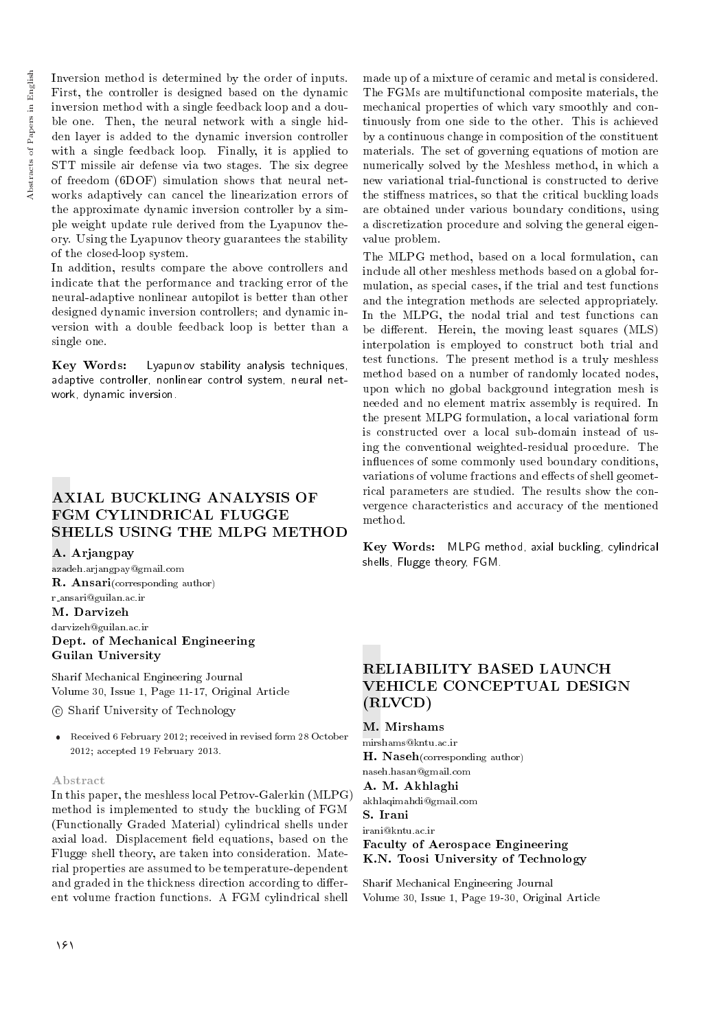Inversion method is determined by the order of inputs. First, the controller is designed based on the dynamic inversion method with a single feedback loop and a double one. Then, the neural network with a single hidden layer is added to the dynamic inversion controller with a single feedback loop. Finally, it is applied to STT missile air defense via two stages. The six degree of freedom (6DOF) simulation shows that neural networks adaptively can cancel the linearization errors of the approximate dynamic inversion controller by a simple weight update rule derived from the Lyapunov theory. Using the Lyapunov theory guarantees the stability of the closed-loop system.

In addition, results compare the above controllers and indicate that the performance and tracking error of the neural-adaptive nonlinear autopilot is better than other designed dynamic inversion controllers; and dynamic inversion with a double feedback loop is better than a single one.

**Key Words:** Lyapunov stability analysis techniques, adaptive controller, nonlinear control system, neural network, dynamic inversion.

## AXIAL BUCKLING ANALYSIS OF FGM CYLINDRICAL FLUGGE SHELLS USING THE MLPG METHOD

**A. Arjangpay**
azadeh.arjangpay@gmail.com
**R. Ansari**(corresponding author)
r_ansari@guilan.ac.ir
**M. Darvizeh**
darvizeh@guilan.ac.ir
**Dept. of Mechanical Engineering**
**Guilan University**

Sharif Mechanical Engineering Journal
Volume 30, Issue 1, Page 11-17, Original Article
© Sharif University of Technology

- Received 6 February 2012; received in revised form 28 October 2012; accepted 19 February 2013.

### Abstract

In this paper, the meshless local Petrov-Galerkin (MLPG) method is implemented to study the buckling of FGM (Functionally Graded Material) cylindrical shells under axial load. Displacement field equations, based on the Flugge shell theory, are taken into consideration. Material properties are assumed to be temperature-dependent and graded in the thickness direction according to different volume fraction functions. A FGM cylindrical shell made up of a mixture of ceramic and metal is considered. The FGMs are multifunctional composite materials, the mechanical properties of which vary smoothly and continuously from one side to the other. This is achieved by a continuous change in composition of the constituent materials. The set of governing equations of motion are numerically solved by the Meshless method, in which a new variational trial-functional is constructed to derive the stiffness matrices, so that the critical buckling loads are obtained under various boundary conditions, using a discretization procedure and solving the general eigenvalue problem.

The MLPG method, based on a local formulation, can include all other meshless methods based on a global formulation, as special cases, if the trial and test functions and the integration methods are selected appropriately. In the MLPG, the nodal trial and test functions can be different. Herein, the moving least squares (MLS) interpolation is employed to construct both trial and test functions. The present method is a truly meshless method based on a number of randomly located nodes, upon which no global background integration mesh is needed and no element matrix assembly is required. In the present MLPG formulation, a local variational form is constructed over a local sub-domain instead of using the conventional weighted-residual procedure. The influences of some commonly used boundary conditions, variations of volume fractions and effects of shell geometrical parameters are studied. The results show the convergence characteristics and accuracy of the mentioned method.

**Key Words:** MLPG method, axial buckling, cylindrical shells, Flugge theory, FGM.

## RELIABILITY BASED LAUNCH VEHICLE CONCEPTUAL DESIGN (RLVCD)

**M. Mirshams**
mirshams@kntu.ac.ir
**H. Naseh**(corresponding author)
naseh.hasan@gmail.com
**A. M. Akhlaghi**
akhlaqimahdi@gmail.com
**S. Irani**
irani@kntu.ac.ir
**Faculty of Aerospace Engineering**
**K.N. Toosi University of Technology**

Sharif Mechanical Engineering Journal
Volume 30, Issue 1, Page 19-30, Original Article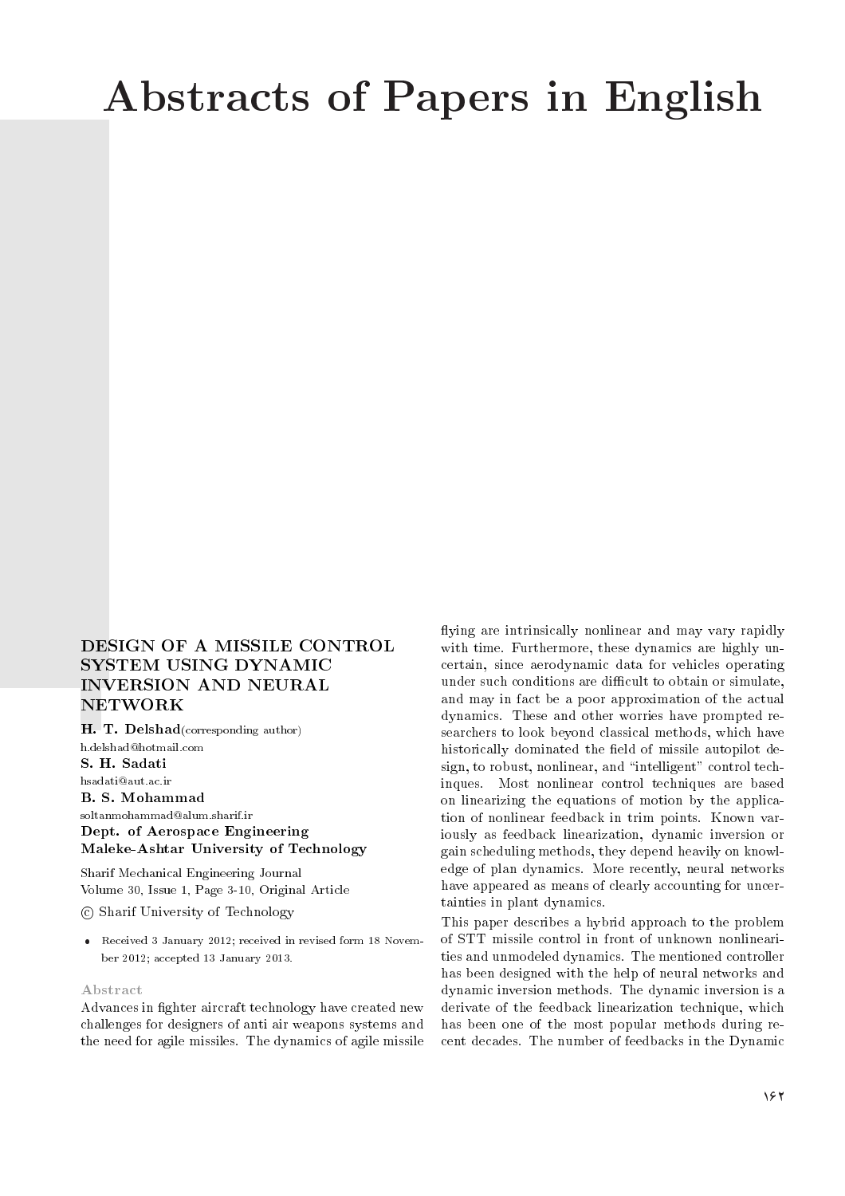# Abstracts of Papers in English

## DESIGN OF A MISSILE CONTROL SYSTEM USING DYNAMIC INVERSION AND NEURAL NETWORK

**H. T. Delshad**(corresponding author)
h.delshad@hotmail.com
**S. H. Sadati**
hsadati@aut.ac.ir
**B. S. Mohammad**
soltanmohammad@alum.sharif.ir
**Dept. of Aerospace Engineering**
**Maleke-Ashtar University of Technology**

Sharif Mechanical Engineering Journal
Volume 30, Issue 1, Page 3-10, Original Article
© Sharif University of Technology

- Received 3 January 2012; received in revised form 18 November 2012; accepted 13 January 2013.

### Abstract

Advances in fighter aircraft technology have created new challenges for designers of anti air weapons systems and the need for agile missiles. The dynamics of agile missile flying are intrinsically nonlinear and may vary rapidly with time. Furthermore, these dynamics are highly uncertain, since aerodynamic data for vehicles operating under such conditions are difficult to obtain or simulate, and may in fact be a poor approximation of the actual dynamics. These and other worries have prompted researchers to look beyond classical methods, which have historically dominated the field of missile autopilot design, to robust, nonlinear, and "intelligent" control techinques. Most nonlinear control techniques are based on linearizing the equations of motion by the application of nonlinear feedback in trim points. Known variously as feedback linearization, dynamic inversion or gain scheduling methods, they depend heavily on knowledge of plan dynamics. More recently, neural networks have appeared as means of clearly accounting for uncertainties in plant dynamics.

This paper describes a hybrid approach to the problem of STT missile control in front of unknown nonlinearities and unmodeled dynamics. The mentioned controller has been designed with the help of neural networks and dynamic inversion methods. The dynamic inversion is a derivate of the feedback linearization technique, which has been one of the most popular methods during recent decades. The number of feedbacks in the Dynamic